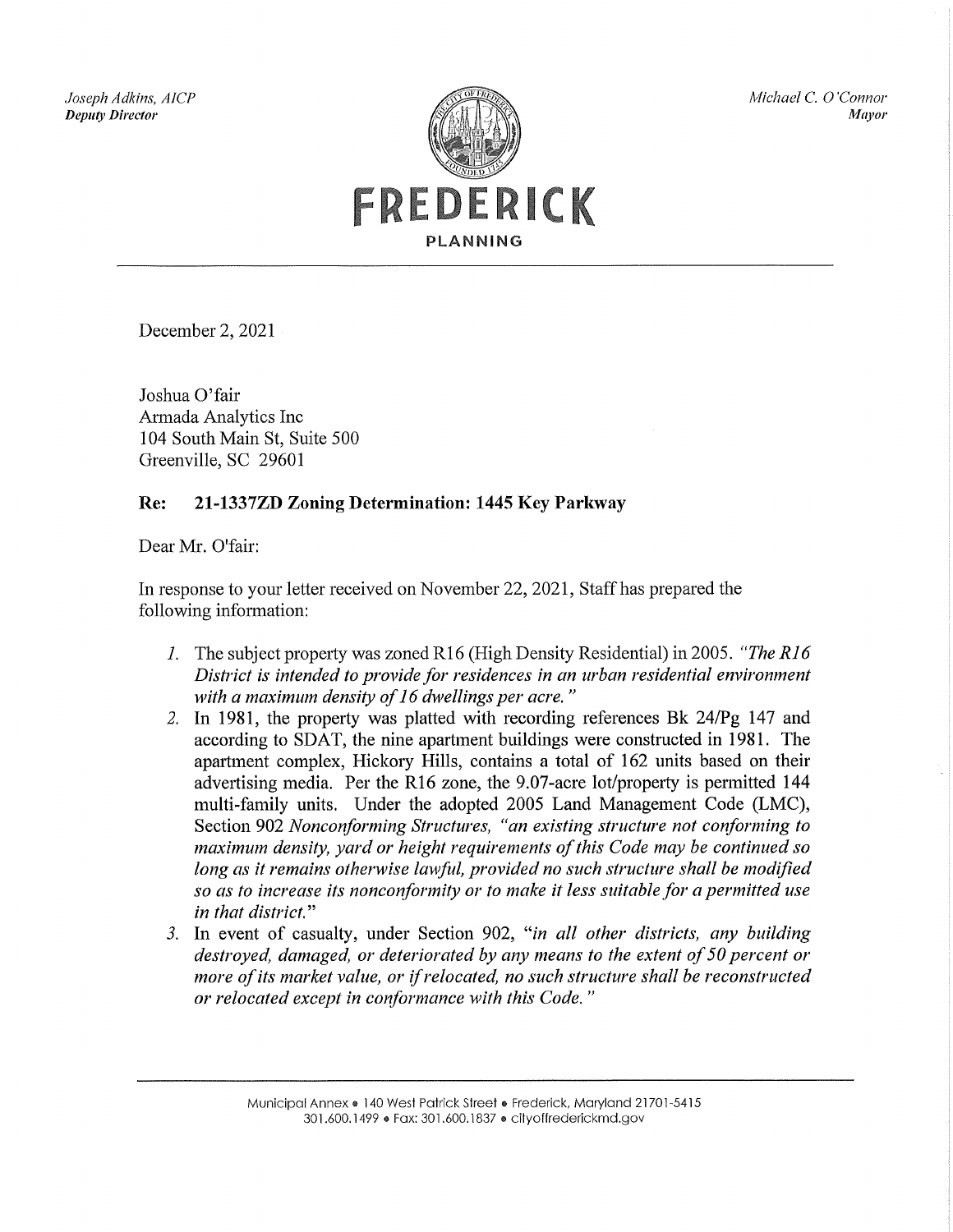*Joseph Adkins, AICP*
***Deputy Director***

*Michael C. O'Connor*
*Mayor*

**FREDERICK**
**PLANNING**

---

December 2, 2021

Joshua O'fair
Armada Analytics Inc
104 South Main St, Suite 500
Greenville, SC 29601

**Re: 21-1337ZD Zoning Determination: 1445 Key Parkway**

Dear Mr. O'fair:

In response to your letter received on November 22, 2021, Staff has prepared the following information:

1. The subject property was zoned R16 (High Density Residential) in 2005. *"The R16 District is intended to provide for residences in an urban residential environment with a maximum density of 16 dwellings per acre."*
2. In 1981, the property was platted with recording references Bk 24/Pg 147 and according to SDAT, the nine apartment buildings were constructed in 1981. The apartment complex, Hickory Hills, contains a total of 162 units based on their advertising media. Per the R16 zone, the 9.07-acre lot/property is permitted 144 multi-family units. Under the adopted 2005 Land Management Code (LMC), Section 902 *Nonconforming Structures, "an existing structure not conforming to maximum density, yard or height requirements of this Code may be continued so long as it remains otherwise lawful, provided no such structure shall be modified so as to increase its nonconformity or to make it less suitable for a permitted use in that district."*
3. In event of casualty, under Section 902, "*in all other districts, any building destroyed, damaged, or deteriorated by any means to the extent of 50 percent or more of its market value, or if relocated, no such structure shall be reconstructed or relocated except in conformance with this Code.*"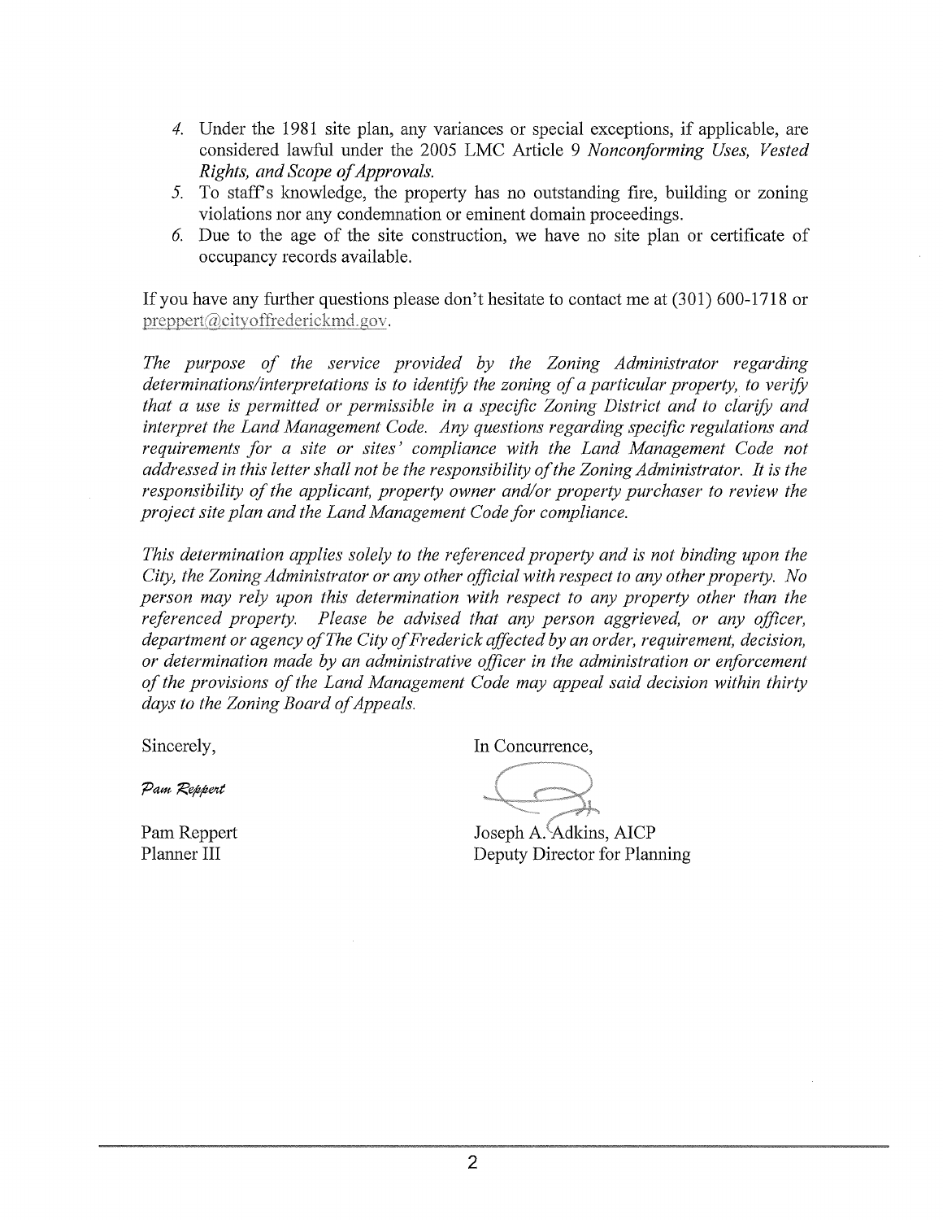4. Under the 1981 site plan, any variances or special exceptions, if applicable, are considered lawful under the 2005 LMC Article 9 *Nonconforming Uses, Vested Rights, and Scope of Approvals.*
5. To staff's knowledge, the property has no outstanding fire, building or zoning violations nor any condemnation or eminent domain proceedings.
6. Due to the age of the site construction, we have no site plan or certificate of occupancy records available.

If you have any further questions please don't hesitate to contact me at (301) 600-1718 or preppert@cityoffrederickmd.gov.

*The purpose of the service provided by the Zoning Administrator regarding determinations/interpretations is to identify the zoning of a particular property, to verify that a use is permitted or permissible in a specific Zoning District and to clarify and interpret the Land Management Code. Any questions regarding specific regulations and requirements for a site or sites' compliance with the Land Management Code not addressed in this letter shall not be the responsibility of the Zoning Administrator. It is the responsibility of the applicant, property owner and/or property purchaser to review the project site plan and the Land Management Code for compliance.*

*This determination applies solely to the referenced property and is not binding upon the City, the Zoning Administrator or any other official with respect to any other property. No person may rely upon this determination with respect to any property other than the referenced property. Please be advised that any person aggrieved, or any officer, department or agency of The City of Frederick affected by an order, requirement, decision, or determination made by an administrative officer in the administration or enforcement of the provisions of the Land Management Code may appeal said decision within thirty days to the Zoning Board of Appeals.*

Sincerely,

*Pam Reppert*

Pam Reppert
Planner III

In Concurrence,

Joseph A. Adkins, AICP
Deputy Director for Planning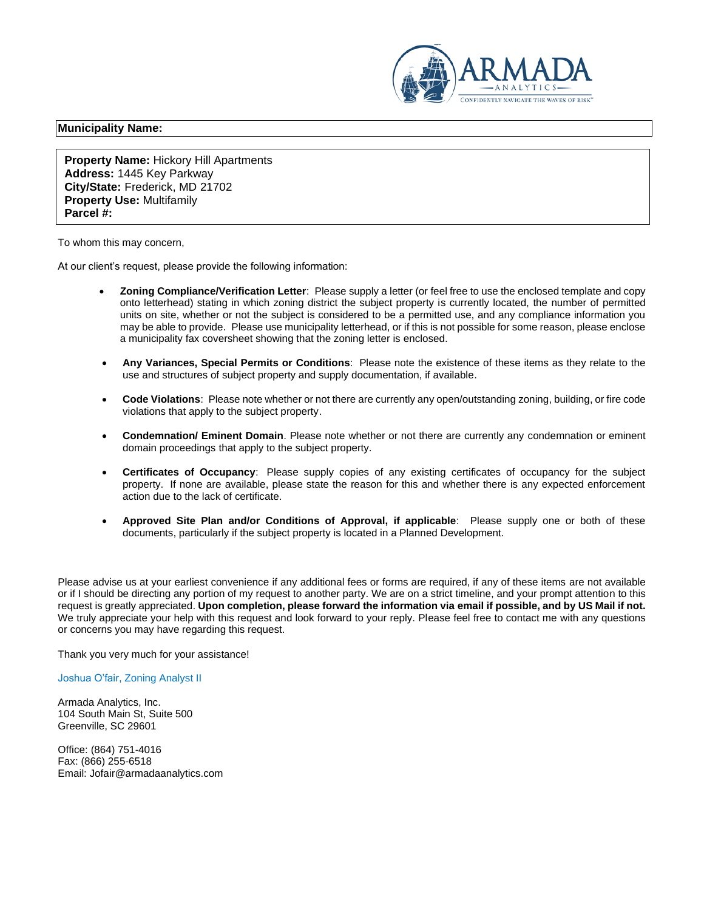**Municipality Name:**

**Property Name:** Hickory Hill Apartments
**Address:** 1445 Key Parkway
**City/State:** Frederick, MD 21702
**Property Use:** Multifamily
**Parcel #:**

To whom this may concern,

At our client's request, please provide the following information:

- **Zoning Compliance/Verification Letter**: Please supply a letter (or feel free to use the enclosed template and copy onto letterhead) stating in which zoning district the subject property is currently located, the number of permitted units on site, whether or not the subject is considered to be a permitted use, and any compliance information you may be able to provide. Please use municipality letterhead, or if this is not possible for some reason, please enclose a municipality fax coversheet showing that the zoning letter is enclosed.
- **Any Variances, Special Permits or Conditions**: Please note the existence of these items as they relate to the use and structures of subject property and supply documentation, if available.
- **Code Violations**: Please note whether or not there are currently any open/outstanding zoning, building, or fire code violations that apply to the subject property.
- **Condemnation/ Eminent Domain**. Please note whether or not there are currently any condemnation or eminent domain proceedings that apply to the subject property.
- **Certificates of Occupancy**: Please supply copies of any existing certificates of occupancy for the subject property. If none are available, please state the reason for this and whether there is any expected enforcement action due to the lack of certificate.
- **Approved Site Plan and/or Conditions of Approval, if applicable**: Please supply one or both of these documents, particularly if the subject property is located in a Planned Development.

Please advise us at your earliest convenience if any additional fees or forms are required, if any of these items are not available or if I should be directing any portion of my request to another party. We are on a strict timeline, and your prompt attention to this request is greatly appreciated. **Upon completion, please forward the information via email if possible, and by US Mail if not.** We truly appreciate your help with this request and look forward to your reply. Please feel free to contact me with any questions or concerns you may have regarding this request.

Thank you very much for your assistance!

Joshua O'fair, Zoning Analyst II

Armada Analytics, Inc.
104 South Main St, Suite 500
Greenville, SC 29601

Office: (864) 751-4016
Fax: (866) 255-6518
Email: Jofair@armadaanalytics.com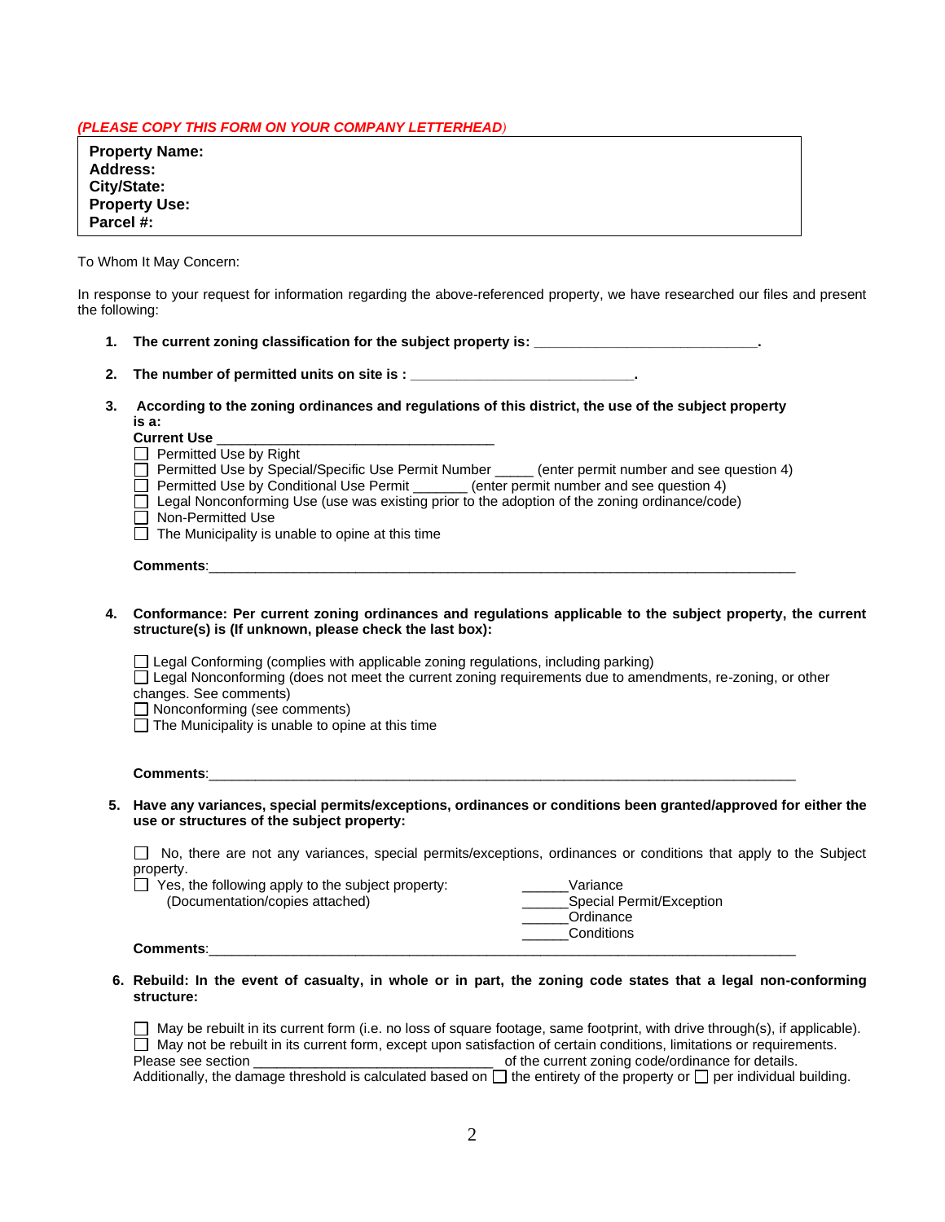*(PLEASE COPY THIS FORM ON YOUR COMPANY LETTERHEAD)*

| |
|---|
| **Property Name:**<br>**Address:**<br>**City/State:**<br>**Property Use:**<br>**Parcel #:** |

To Whom It May Concern:

In response to your request for information regarding the above-referenced property, we have researched our files and present the following:

1. **The current zoning classification for the subject property is: ____________________________.**

2. **The number of permitted units on site is : ____________________________.**

3. **According to the zoning ordinances and regulations of this district, the use of the subject property is a:**

   **Current Use** ___________________________________

   ☐ Permitted Use by Right
   ☐ Permitted Use by Special/Specific Use Permit Number _____ (enter permit number and see question 4)
   ☐ Permitted Use by Conditional Use Permit _______ (enter permit number and see question 4)
   ☐ Legal Nonconforming Use (use was existing prior to the adoption of the zoning ordinance/code)
   ☐ Non-Permitted Use
   ☐ The Municipality is unable to opine at this time

   **Comments**:___________________________________________________________________________

4. **Conformance: Per current zoning ordinances and regulations applicable to the subject property, the current structure(s) is (If unknown, please check the last box):**

   ☐ Legal Conforming (complies with applicable zoning regulations, including parking)
   ☐ Legal Nonconforming (does not meet the current zoning requirements due to amendments, re-zoning, or other changes. See comments)
   ☐ Nonconforming (see comments)
   ☐ The Municipality is unable to opine at this time

   **Comments**:___________________________________________________________________________

5. **Have any variances, special permits/exceptions, ordinances or conditions been granted/approved for either the use or structures of the subject property:**

   ☐ No, there are not any variances, special permits/exceptions, ordinances or conditions that apply to the Subject property.
   ☐ Yes, the following apply to the subject property: (Documentation/copies attached)

   ______Variance
   ______Special Permit/Exception
   ______Ordinance
   ______Conditions

   **Comments**:___________________________________________________________________________

6. **Rebuild: In the event of casualty, in whole or in part, the zoning code states that a legal non-conforming structure:**

   ☐ May be rebuilt in its current form (i.e. no loss of square footage, same footprint, with drive through(s), if applicable).
   ☐ May not be rebuilt in its current form, except upon satisfaction of certain conditions, limitations or requirements.
   Please see section _______________________________ of the current zoning code/ordinance for details.
   Additionally, the damage threshold is calculated based on ☐ the entirety of the property or ☐ per individual building.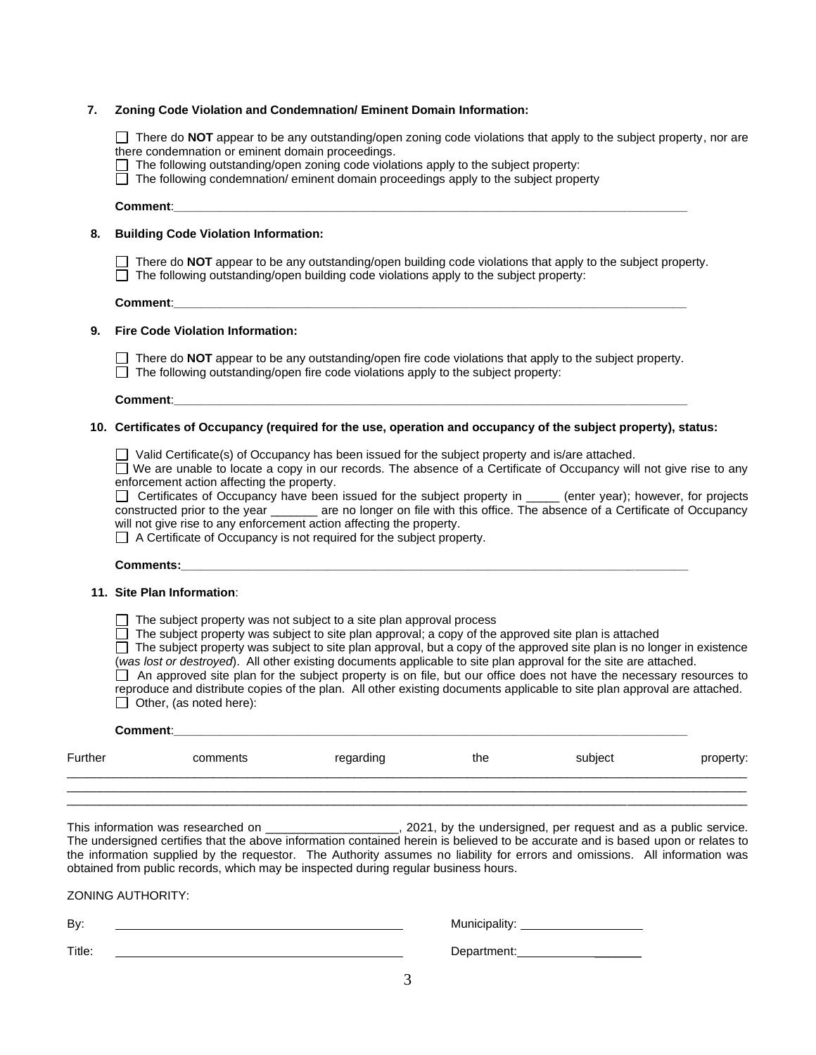**7. Zoning Code Violation and Condemnation/ Eminent Domain Information:**

☐ There do **NOT** appear to be any outstanding/open zoning code violations that apply to the subject property, nor are there condemnation or eminent domain proceedings.
☐ The following outstanding/open zoning code violations apply to the subject property:
☐ The following condemnation/ eminent domain proceedings apply to the subject property

**Comment**:______________________________________________________________________________

**8. Building Code Violation Information:**

☐ There do **NOT** appear to be any outstanding/open building code violations that apply to the subject property.
☐ The following outstanding/open building code violations apply to the subject property:

**Comment**:______________________________________________________________________________

**9. Fire Code Violation Information:**

☐ There do **NOT** appear to be any outstanding/open fire code violations that apply to the subject property.
☐ The following outstanding/open fire code violations apply to the subject property:

**Comment**:______________________________________________________________________________

**10. Certificates of Occupancy (required for the use, operation and occupancy of the subject property), status:**

☐ Valid Certificate(s) of Occupancy has been issued for the subject property and is/are attached.
☐ We are unable to locate a copy in our records. The absence of a Certificate of Occupancy will not give rise to any enforcement action affecting the property.
☐ Certificates of Occupancy have been issued for the subject property in _____ (enter year); however, for projects constructed prior to the year _______ are no longer on file with this office. The absence of a Certificate of Occupancy will not give rise to any enforcement action affecting the property.
☐ A Certificate of Occupancy is not required for the subject property.

**Comments:**_____________________________________________________________________________

**11. Site Plan Information**:

☐ The subject property was not subject to a site plan approval process
☐ The subject property was subject to site plan approval; a copy of the approved site plan is attached
☐ The subject property was subject to site plan approval, but a copy of the approved site plan is no longer in existence (*was lost or destroyed*). All other existing documents applicable to site plan approval for the site are attached.
☐ An approved site plan for the subject property is on file, but our office does not have the necessary resources to reproduce and distribute copies of the plan. All other existing documents applicable to site plan approval are attached.
☐ Other, (as noted here):

**Comment**:______________________________________________________________________________

Further comments regarding the subject property:
_____________________________________________________________________________________________
_____________________________________________________________________________________________
_____________________________________________________________________________________________

This information was researched on ___________________, 2021, by the undersigned, per request and as a public service. The undersigned certifies that the above information contained herein is believed to be accurate and is based upon or relates to the information supplied by the requestor. The Authority assumes no liability for errors and omissions. All information was obtained from public records, which may be inspected during regular business hours.

ZONING AUTHORITY:

By: ________________________________________ Municipality: __________________

Title: ________________________________________ Department: __________________